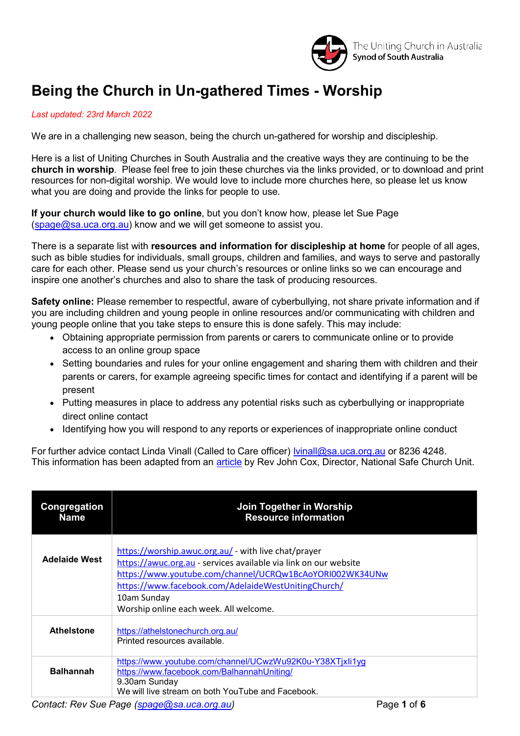The Uniting Church in Australia
Synod of South Australia

# Being the Church in Un-gathered Times - Worship

*Last updated: 23rd March 2022*

We are in a challenging new season, being the church un-gathered for worship and discipleship.

Here is a list of Uniting Churches in South Australia and the creative ways they are continuing to be the **church in worship**. Please feel free to join these churches via the links provided, or to download and print resources for non-digital worship. We would love to include more churches here, so please let us know what you are doing and provide the links for people to use.

**If your church would like to go online**, but you don't know how, please let Sue Page (spage@sa.uca.org.au) know and we will get someone to assist you.

There is a separate list with **resources and information for discipleship at home** for people of all ages, such as bible studies for individuals, small groups, children and families, and ways to serve and pastorally care for each other. Please send us your church's resources or online links so we can encourage and inspire one another's churches and also to share the task of producing resources.

**Safety online:** Please remember to respectful, aware of cyberbullying, not share private information and if you are including children and young people in online resources and/or communicating with children and young people online that you take steps to ensure this is done safely. This may include:

- Obtaining appropriate permission from parents or carers to communicate online or to provide access to an online group space
- Setting boundaries and rules for your online engagement and sharing them with children and their parents or carers, for example agreeing specific times for contact and identifying if a parent will be present
- Putting measures in place to address any potential risks such as cyberbullying or inappropriate direct online contact
- Identifying how you will respond to any reports or experiences of inappropriate online conduct

For further advice contact Linda Vinall (Called to Care officer) lvinall@sa.uca.org.au or 8236 4248.
This information has been adapted from an article by Rev John Cox, Director, National Safe Church Unit.

| Congregation Name | Join Together in Worship Resource information |
|---|---|
| **Adelaide West** | https://worship.awuc.org.au/ - with live chat/prayer<br>https://awuc.org.au - services available via link on our website<br>https://www.youtube.com/channel/UCRQw1BcAoYORI002WK34UNw<br>https://www.facebook.com/AdelaideWestUnitingChurch/<br>10am Sunday<br>Worship online each week. All welcome. |
| **Athelstone** | https://athelstonechurch.org.au/<br>Printed resources available. |
| **Balhannah** | https://www.youtube.com/channel/UCwzWu92K0u-Y38XTjxli1yg<br>https://www.facebook.com/BalhannahUniting/<br>9.30am Sunday<br>We will live stream on both YouTube and Facebook. |

*Contact: Rev Sue Page (spage@sa.uca.org.au)*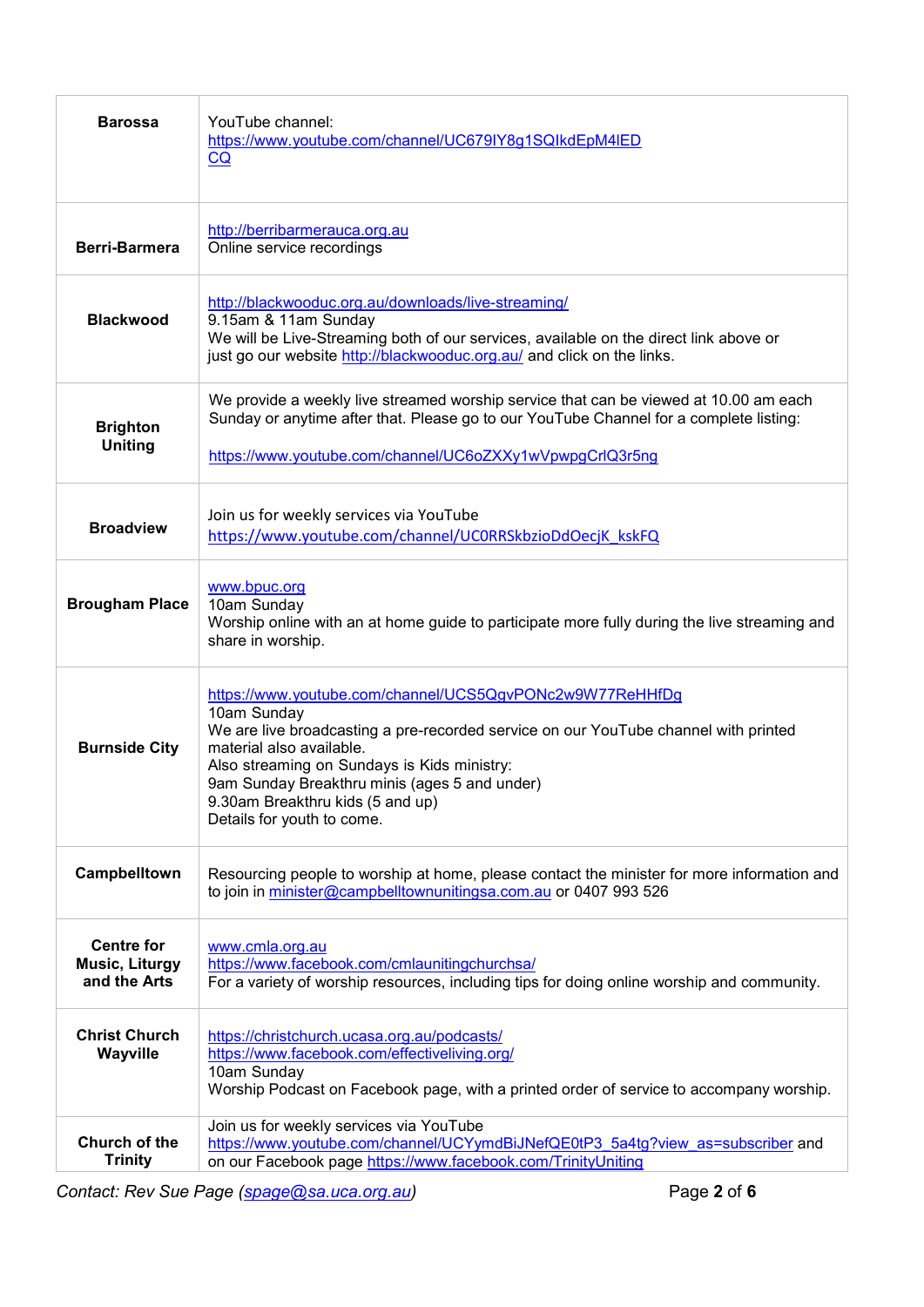| | |
|---|---|
| **Barossa** | YouTube channel: https://www.youtube.com/channel/UC679lY8g1SQIkdEpM4lEDCQ |
| **Berri-Barmera** | http://berribarmerauca.org.au<br>Online service recordings |
| **Blackwood** | http://blackwooduc.org.au/downloads/live-streaming/<br>9.15am & 11am Sunday<br>We will be Live-Streaming both of our services, available on the direct link above or just go our website http://blackwooduc.org.au/ and click on the links. |
| **Brighton Uniting** | We provide a weekly live streamed worship service that can be viewed at 10.00 am each Sunday or anytime after that. Please go to our YouTube Channel for a complete listing:<br><br>https://www.youtube.com/channel/UC6oZXXy1wVpwpgCrlQ3r5ng |
| **Broadview** | Join us for weekly services via YouTube<br>https://www.youtube.com/channel/UC0RRSkbzioDdOecjK_kskFQ |
| **Brougham Place** | www.bpuc.org<br>10am Sunday<br>Worship online with an at home guide to participate more fully during the live streaming and share in worship. |
| **Burnside City** | https://www.youtube.com/channel/UCS5QgvPONc2w9W77ReHHfDg<br>10am Sunday<br>We are live broadcasting a pre-recorded service on our YouTube channel with printed material also available.<br>Also streaming on Sundays is Kids ministry:<br>9am Sunday Breakthru minis (ages 5 and under)<br>9.30am Breakthru kids (5 and up)<br>Details for youth to come. |
| **Campbelltown** | Resourcing people to worship at home, please contact the minister for more information and to join in minister@campbelltownunitingsa.com.au or 0407 993 526 |
| **Centre for Music, Liturgy and the Arts** | www.cmla.org.au<br>https://www.facebook.com/cmlaunitingchurchsa/<br>For a variety of worship resources, including tips for doing online worship and community. |
| **Christ Church Wayville** | https://christchurch.ucasa.org.au/podcasts/<br>https://www.facebook.com/effectiveliving.org/<br>10am Sunday<br>Worship Podcast on Facebook page, with a printed order of service to accompany worship. |
| **Church of the Trinity** | Join us for weekly services via YouTube<br>https://www.youtube.com/channel/UCYymdBiJNefQE0tP3_5a4tg?view_as=subscriber and on our Facebook page https://www.facebook.com/TrinityUniting |

*Contact: Rev Sue Page (spage@sa.uca.org.au)*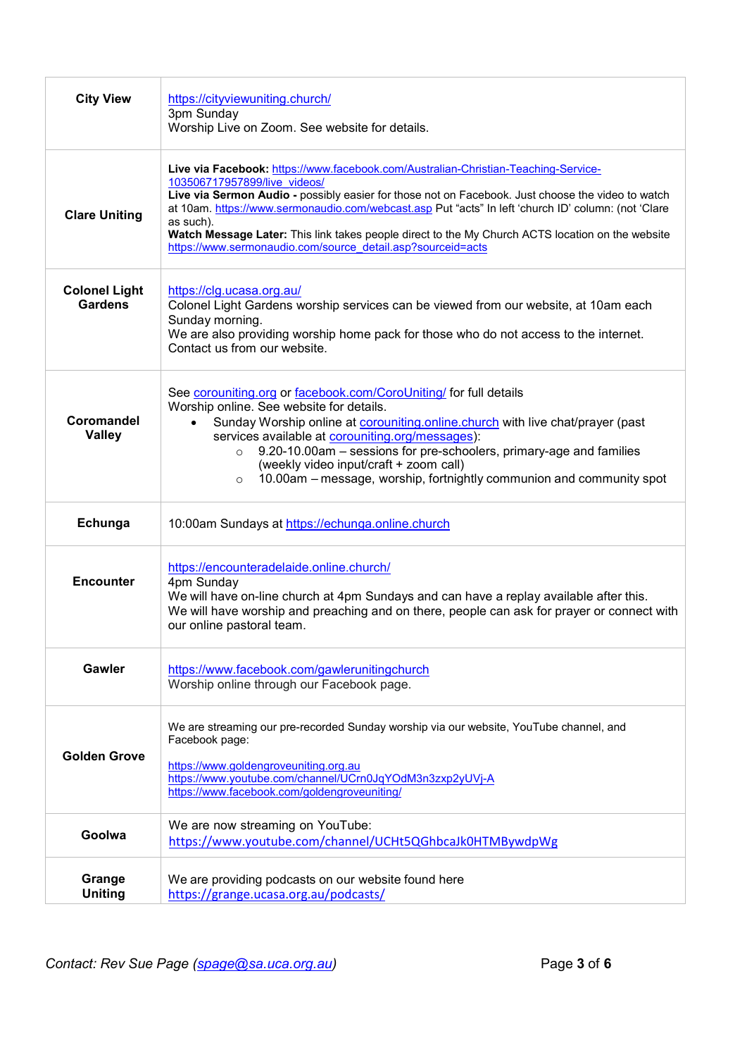| | |
|---|---|
| **City View** | [https://cityviewuniting.church/](https://cityviewuniting.church/)<br>3pm Sunday<br>Worship Live on Zoom. See website for details. |
| **Clare Uniting** | **Live via Facebook:** [https://www.facebook.com/Australian-Christian-Teaching-Service-103506717957899/live_videos/](https://www.facebook.com/Australian-Christian-Teaching-Service-103506717957899/live_videos/)<br>**Live via Sermon Audio -** possibly easier for those not on Facebook. Just choose the video to watch at 10am. [https://www.sermonaudio.com/webcast.asp](https://www.sermonaudio.com/webcast.asp) Put "acts" In left 'church ID' column: (not 'Clare as such).<br>**Watch Message Later:** This link takes people direct to the My Church ACTS location on the website [https://www.sermonaudio.com/source_detail.asp?sourceid=acts](https://www.sermonaudio.com/source_detail.asp?sourceid=acts) |
| **Colonel Light Gardens** | [https://clg.ucasa.org.au/](https://clg.ucasa.org.au/)<br>Colonel Light Gardens worship services can be viewed from our website, at 10am each Sunday morning.<br>We are also providing worship home pack for those who do not access to the internet. Contact us from our website. |
| **Coromandel Valley** | See [corouniting.org](corouniting.org) or [facebook.com/CoroUniting/](facebook.com/CoroUniting/) for full details<br>Worship online. See website for details.<br>• Sunday Worship online at [corouniting.online.church](corouniting.online.church) with live chat/prayer (past services available at [corouniting.org/messages](corouniting.org/messages)):<br>  ○ 9.20-10.00am – sessions for pre-schoolers, primary-age and families (weekly video input/craft + zoom call)<br>  ○ 10.00am – message, worship, fortnightly communion and community spot |
| **Echunga** | 10:00am Sundays at [https://echunga.online.church](https://echunga.online.church) |
| **Encounter** | [https://encounteradelaide.online.church/](https://encounteradelaide.online.church/)<br>4pm Sunday<br>We will have on-line church at 4pm Sundays and can have a replay available after this.<br>We will have worship and preaching and on there, people can ask for prayer or connect with our online pastoral team. |
| **Gawler** | [https://www.facebook.com/gawlerunitingchurch](https://www.facebook.com/gawlerunitingchurch)<br>Worship online through our Facebook page. |
| **Golden Grove** | We are streaming our pre-recorded Sunday worship via our website, YouTube channel, and Facebook page:<br><br>[https://www.goldengroveuniting.org.au](https://www.goldengroveuniting.org.au)<br>[https://www.youtube.com/channel/UCrn0JqYOdM3n3zxp2yUVj-A](https://www.youtube.com/channel/UCrn0JqYOdM3n3zxp2yUVj-A)<br>[https://www.facebook.com/goldengroveuniting/](https://www.facebook.com/goldengroveuniting/) |
| **Goolwa** | We are now streaming on YouTube:<br>[https://www.youtube.com/channel/UCHt5QGhbcaJk0HTMBywdpWg](https://www.youtube.com/channel/UCHt5QGhbcaJk0HTMBywdpWg) |
| **Grange Uniting** | We are providing podcasts on our website found here<br>[https://grange.ucasa.org.au/podcasts/](https://grange.ucasa.org.au/podcasts/) |

*Contact: Rev Sue Page ([spage@sa.uca.org.au](mailto:spage@sa.uca.org.au))*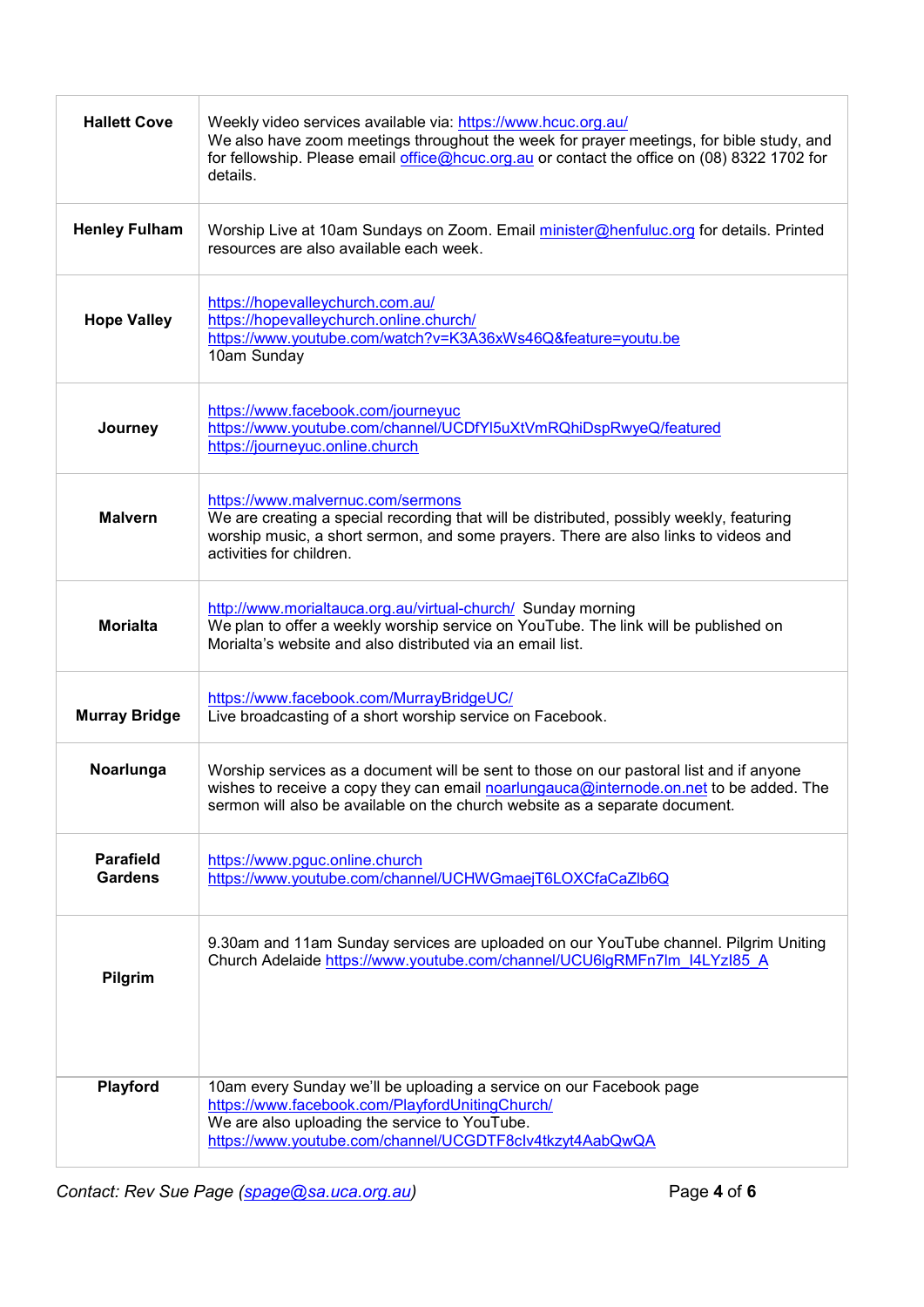| | |
|---|---|
| **Hallett Cove** | Weekly video services available via: https://www.hcuc.org.au/<br>We also have zoom meetings throughout the week for prayer meetings, for bible study, and for fellowship. Please email office@hcuc.org.au or contact the office on (08) 8322 1702 for details. |
| **Henley Fulham** | Worship Live at 10am Sundays on Zoom. Email minister@henfuluc.org for details. Printed resources are also available each week. |
| **Hope Valley** | https://hopevalleychurch.com.au/<br>https://hopevalleychurch.online.church/<br>https://www.youtube.com/watch?v=K3A36xWs46Q&feature=youtu.be<br>10am Sunday |
| **Journey** | https://www.facebook.com/journeyuc<br>https://www.youtube.com/channel/UCDfYI5uXtVmRQhiDspRwyeQ/featured<br>https://journeyuc.online.church |
| **Malvern** | https://www.malvernuc.com/sermons<br>We are creating a special recording that will be distributed, possibly weekly, featuring worship music, a short sermon, and some prayers. There are also links to videos and activities for children. |
| **Morialta** | http://www.morialtauca.org.au/virtual-church/ Sunday morning<br>We plan to offer a weekly worship service on YouTube. The link will be published on Morialta's website and also distributed via an email list. |
| **Murray Bridge** | https://www.facebook.com/MurrayBridgeUC/<br>Live broadcasting of a short worship service on Facebook. |
| **Noarlunga** | Worship services as a document will be sent to those on our pastoral list and if anyone wishes to receive a copy they can email noarlungauca@internode.on.net to be added. The sermon will also be available on the church website as a separate document. |
| **Parafield Gardens** | https://www.pguc.online.church<br>https://www.youtube.com/channel/UCHWGmaejT6LOXCfaCaZlb6Q |
| **Pilgrim** | 9.30am and 11am Sunday services are uploaded on our YouTube channel. Pilgrim Uniting Church Adelaide https://www.youtube.com/channel/UCU6lgRMFn7lm_I4LYzI85_A |
| **Playford** | 10am every Sunday we'll be uploading a service on our Facebook page https://www.facebook.com/PlayfordUnitingChurch/<br>We are also uploading the service to YouTube.<br>https://www.youtube.com/channel/UCGDTF8cIv4tkzyt4AabQwQA |

*Contact: Rev Sue Page (spage@sa.uca.org.au)*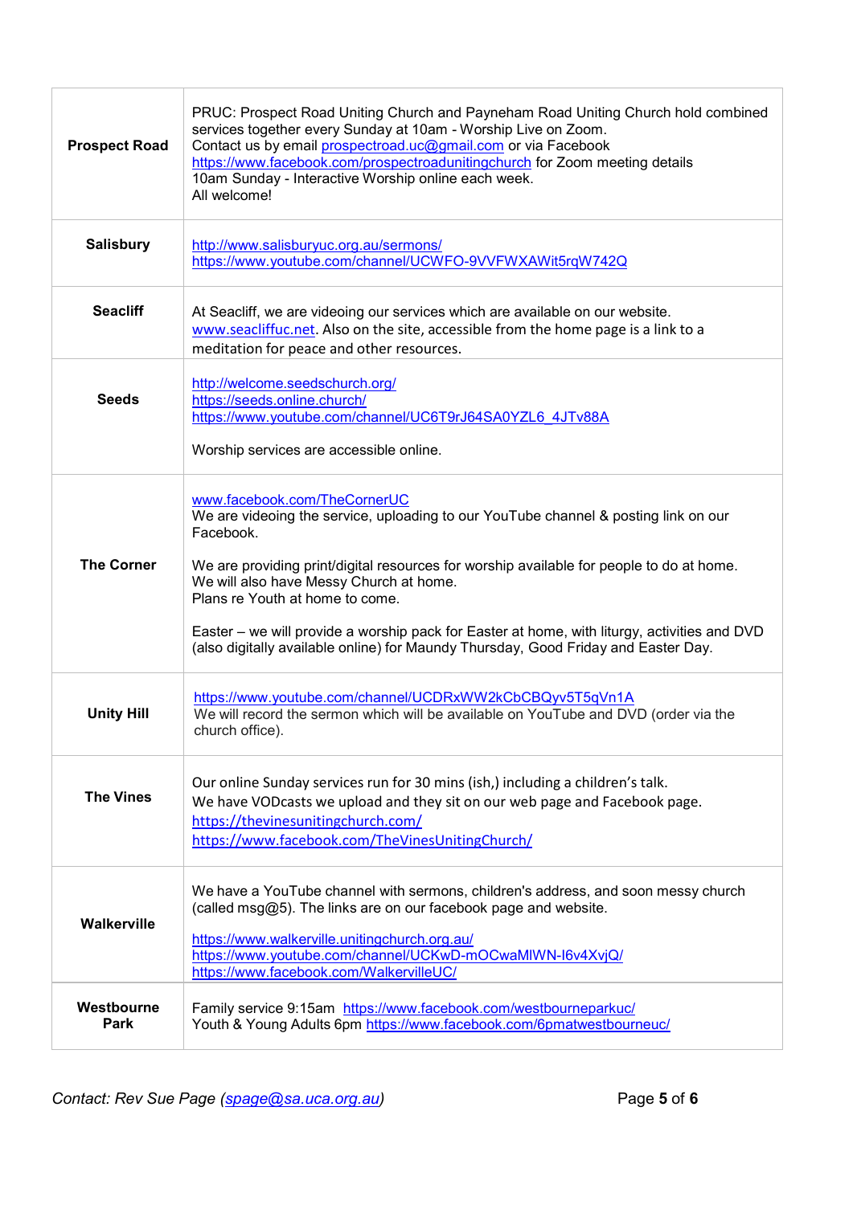| | |
|---|---|
| **Prospect Road** | PRUC: Prospect Road Uniting Church and Payneham Road Uniting Church hold combined services together every Sunday at 10am - Worship Live on Zoom.<br>Contact us by email prospectroad.uc@gmail.com or via Facebook https://www.facebook.com/prospectroadunitingchurch for Zoom meeting details<br>10am Sunday - Interactive Worship online each week.<br>All welcome! |
| **Salisbury** | http://www.salisburyuc.org.au/sermons/<br>https://www.youtube.com/channel/UCWFO-9VVFWXAWit5rqW742Q |
| **Seacliff** | At Seacliff, we are videoing our services which are available on our website. www.seacliffuc.net. Also on the site, accessible from the home page is a link to a meditation for peace and other resources. |
| **Seeds** | http://welcome.seedschurch.org/<br>https://seeds.online.church/<br>https://www.youtube.com/channel/UC6T9rJ64SA0YZL6_4JTv88A<br><br>Worship services are accessible online. |
| **The Corner** | www.facebook.com/TheCornerUC<br>We are videoing the service, uploading to our YouTube channel & posting link on our Facebook.<br><br>We are providing print/digital resources for worship available for people to do at home.<br>We will also have Messy Church at home.<br>Plans re Youth at home to come.<br><br>Easter – we will provide a worship pack for Easter at home, with liturgy, activities and DVD (also digitally available online) for Maundy Thursday, Good Friday and Easter Day. |
| **Unity Hill** | https://www.youtube.com/channel/UCDRxWW2kCbCBQyv5T5qVn1A<br>We will record the sermon which will be available on YouTube and DVD (order via the church office). |
| **The Vines** | Our online Sunday services run for 30 mins (ish,) including a children's talk.<br>We have VODcasts we upload and they sit on our web page and Facebook page.<br>https://thevinesunitingchurch.com/<br>https://www.facebook.com/TheVinesUnitingChurch/ |
| **Walkerville** | We have a YouTube channel with sermons, children's address, and soon messy church (called msg@5). The links are on our facebook page and website.<br><br>https://www.walkerville.unitingchurch.org.au/<br>https://www.youtube.com/channel/UCKwD-mOCwaMIWN-l6v4XvjQ/<br>https://www.facebook.com/WalkervilleUC/ |
| **Westbourne Park** | Family service 9:15am https://www.facebook.com/westbourneparkuc/<br>Youth & Young Adults 6pm https://www.facebook.com/6pmatwestbourneuc/ |

*Contact: Rev Sue Page (spage@sa.uca.org.au)*